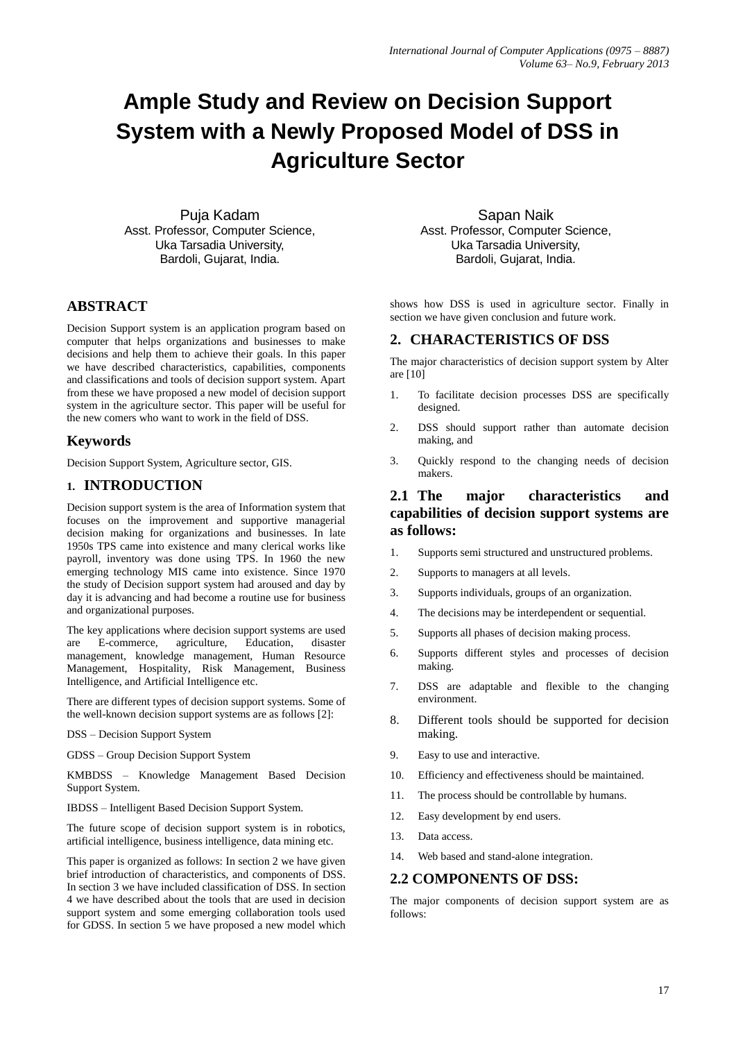# Ample Study and Review on Decision Support System with a Newly Proposed Model of DSS in Agriculture Sector

Puja Kadam
Asst. Professor, Computer Science,
Uka Tarsadia University,
Bardoli, Gujarat, India.

Sapan Naik
Asst. Professor, Computer Science,
Uka Tarsadia University,
Bardoli, Gujarat, India.

## ABSTRACT

Decision Support system is an application program based on computer that helps organizations and businesses to make decisions and help them to achieve their goals. In this paper we have described characteristics, capabilities, components and classifications and tools of decision support system. Apart from these we have proposed a new model of decision support system in the agriculture sector. This paper will be useful for the new comers who want to work in the field of DSS.

## Keywords

Decision Support System, Agriculture sector, GIS.

## 1. INTRODUCTION

Decision support system is the area of Information system that focuses on the improvement and supportive managerial decision making for organizations and businesses. In late 1950s TPS came into existence and many clerical works like payroll, inventory was done using TPS. In 1960 the new emerging technology MIS came into existence. Since 1970 the study of Decision support system had aroused and day by day it is advancing and had become a routine use for business and organizational purposes.

The key applications where decision support systems are used are E-commerce, agriculture, Education, disaster management, knowledge management, Human Resource Management, Hospitality, Risk Management, Business Intelligence, and Artificial Intelligence etc.

There are different types of decision support systems. Some of the well-known decision support systems are as follows [2]:

DSS – Decision Support System

GDSS – Group Decision Support System

KMBDSS – Knowledge Management Based Decision Support System.

IBDSS – Intelligent Based Decision Support System.

The future scope of decision support system is in robotics, artificial intelligence, business intelligence, data mining etc.

This paper is organized as follows: In section 2 we have given brief introduction of characteristics, and components of DSS. In section 3 we have included classification of DSS. In section 4 we have described about the tools that are used in decision support system and some emerging collaboration tools used for GDSS. In section 5 we have proposed a new model which shows how DSS is used in agriculture sector. Finally in section we have given conclusion and future work.

## 2. CHARACTERISTICS OF DSS

The major characteristics of decision support system by Alter are [10]

1. To facilitate decision processes DSS are specifically designed.
2. DSS should support rather than automate decision making, and
3. Quickly respond to the changing needs of decision makers.

### 2.1 The major characteristics and capabilities of decision support systems are as follows:

1. Supports semi structured and unstructured problems.
2. Supports to managers at all levels.
3. Supports individuals, groups of an organization.
4. The decisions may be interdependent or sequential.
5. Supports all phases of decision making process.
6. Supports different styles and processes of decision making.
7. DSS are adaptable and flexible to the changing environment.
8. Different tools should be supported for decision making.
9. Easy to use and interactive.
10. Efficiency and effectiveness should be maintained.
11. The process should be controllable by humans.
12. Easy development by end users.
13. Data access.
14. Web based and stand-alone integration.

### 2.2 COMPONENTS OF DSS:

The major components of decision support system are as follows: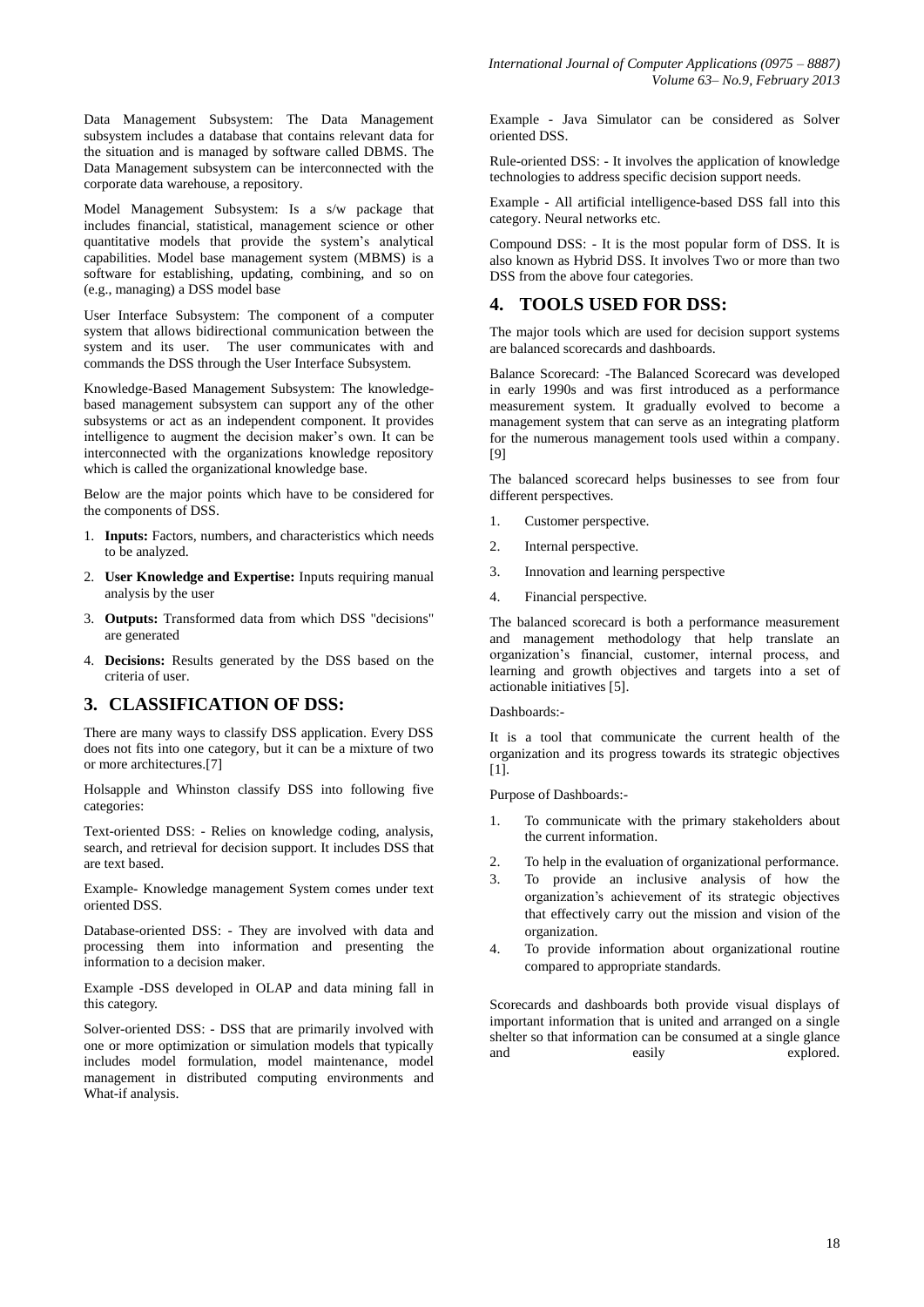Data Management Subsystem: The Data Management subsystem includes a database that contains relevant data for the situation and is managed by software called DBMS. The Data Management subsystem can be interconnected with the corporate data warehouse, a repository.

Model Management Subsystem: Is a s/w package that includes financial, statistical, management science or other quantitative models that provide the system's analytical capabilities. Model base management system (MBMS) is a software for establishing, updating, combining, and so on (e.g., managing) a DSS model base

User Interface Subsystem: The component of a computer system that allows bidirectional communication between the system and its user. The user communicates with and commands the DSS through the User Interface Subsystem.

Knowledge-Based Management Subsystem: The knowledge-based management subsystem can support any of the other subsystems or act as an independent component. It provides intelligence to augment the decision maker's own. It can be interconnected with the organizations knowledge repository which is called the organizational knowledge base.

Below are the major points which have to be considered for the components of DSS.

1. **Inputs:** Factors, numbers, and characteristics which needs to be analyzed.
2. **User Knowledge and Expertise:** Inputs requiring manual analysis by the user
3. **Outputs:** Transformed data from which DSS "decisions" are generated
4. **Decisions:** Results generated by the DSS based on the criteria of user.

## 3. CLASSIFICATION OF DSS:

There are many ways to classify DSS application. Every DSS does not fits into one category, but it can be a mixture of two or more architectures.[7]

Holsapple and Whinston classify DSS into following five categories:

Text-oriented DSS: - Relies on knowledge coding, analysis, search, and retrieval for decision support. It includes DSS that are text based.

Example- Knowledge management System comes under text oriented DSS.

Database-oriented DSS: - They are involved with data and processing them into information and presenting the information to a decision maker.

Example -DSS developed in OLAP and data mining fall in this category.

Solver-oriented DSS: - DSS that are primarily involved with one or more optimization or simulation models that typically includes model formulation, model maintenance, model management in distributed computing environments and What-if analysis.

Example - Java Simulator can be considered as Solver oriented DSS.

Rule-oriented DSS: - It involves the application of knowledge technologies to address specific decision support needs.

Example - All artificial intelligence-based DSS fall into this category. Neural networks etc.

Compound DSS: - It is the most popular form of DSS. It is also known as Hybrid DSS. It involves Two or more than two DSS from the above four categories.

## 4. TOOLS USED FOR DSS:

The major tools which are used for decision support systems are balanced scorecards and dashboards.

Balance Scorecard: -The Balanced Scorecard was developed in early 1990s and was first introduced as a performance measurement system. It gradually evolved to become a management system that can serve as an integrating platform for the numerous management tools used within a company. [9]

The balanced scorecard helps businesses to see from four different perspectives.

1. Customer perspective.
2. Internal perspective.
3. Innovation and learning perspective
4. Financial perspective.

The balanced scorecard is both a performance measurement and management methodology that help translate an organization's financial, customer, internal process, and learning and growth objectives and targets into a set of actionable initiatives [5].

Dashboards:-

It is a tool that communicate the current health of the organization and its progress towards its strategic objectives [1].

Purpose of Dashboards:-

1. To communicate with the primary stakeholders about the current information.
2. To help in the evaluation of organizational performance.
3. To provide an inclusive analysis of how the organization's achievement of its strategic objectives that effectively carry out the mission and vision of the organization.
4. To provide information about organizational routine compared to appropriate standards.

Scorecards and dashboards both provide visual displays of important information that is united and arranged on a single shelter so that information can be consumed at a single glance and easily explored.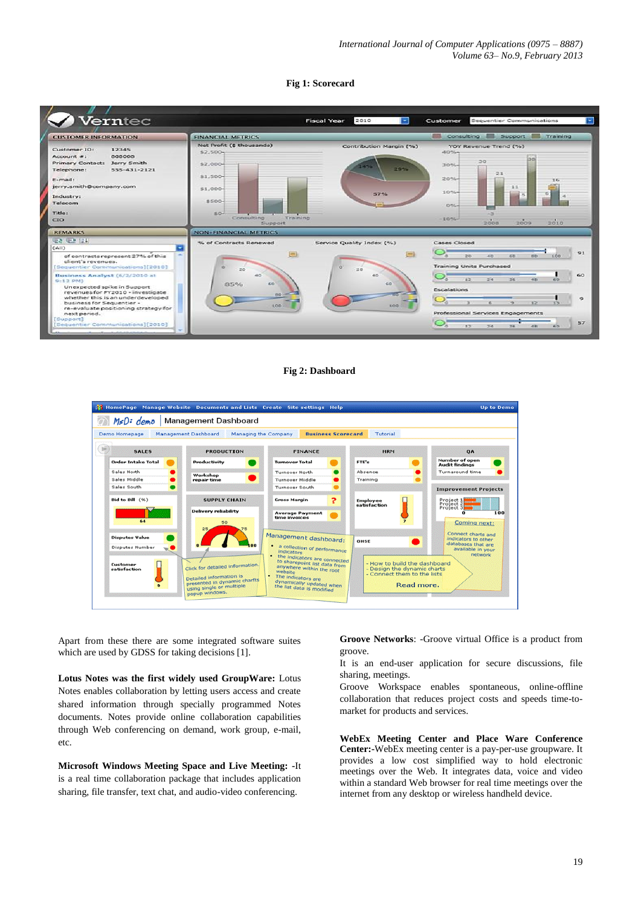**Fig 1: Scorecard**

**Fig 2: Dashboard**

Apart from these there are some integrated software suites which are used by GDSS for taking decisions [1].

**Lotus Notes was the first widely used GroupWare:** Lotus Notes enables collaboration by letting users access and create shared information through specially programmed Notes documents. Notes provide online collaboration capabilities through Web conferencing on demand, work group, e-mail, etc.

**Microsoft Windows Meeting Space and Live Meeting:** -It is a real time collaboration package that includes application sharing, file transfer, text chat, and audio-video conferencing.

**Groove Networks**: -Groove virtual Office is a product from groove.

It is an end-user application for secure discussions, file sharing, meetings.

Groove Workspace enables spontaneous, online-offline collaboration that reduces project costs and speeds time-to-market for products and services.

**WebEx Meeting Center and Place Ware Conference Center:**-WebEx meeting center is a pay-per-use groupware. It provides a low cost simplified way to hold electronic meetings over the Web. It integrates data, voice and video within a standard Web browser for real time meetings over the internet from any desktop or wireless handheld device.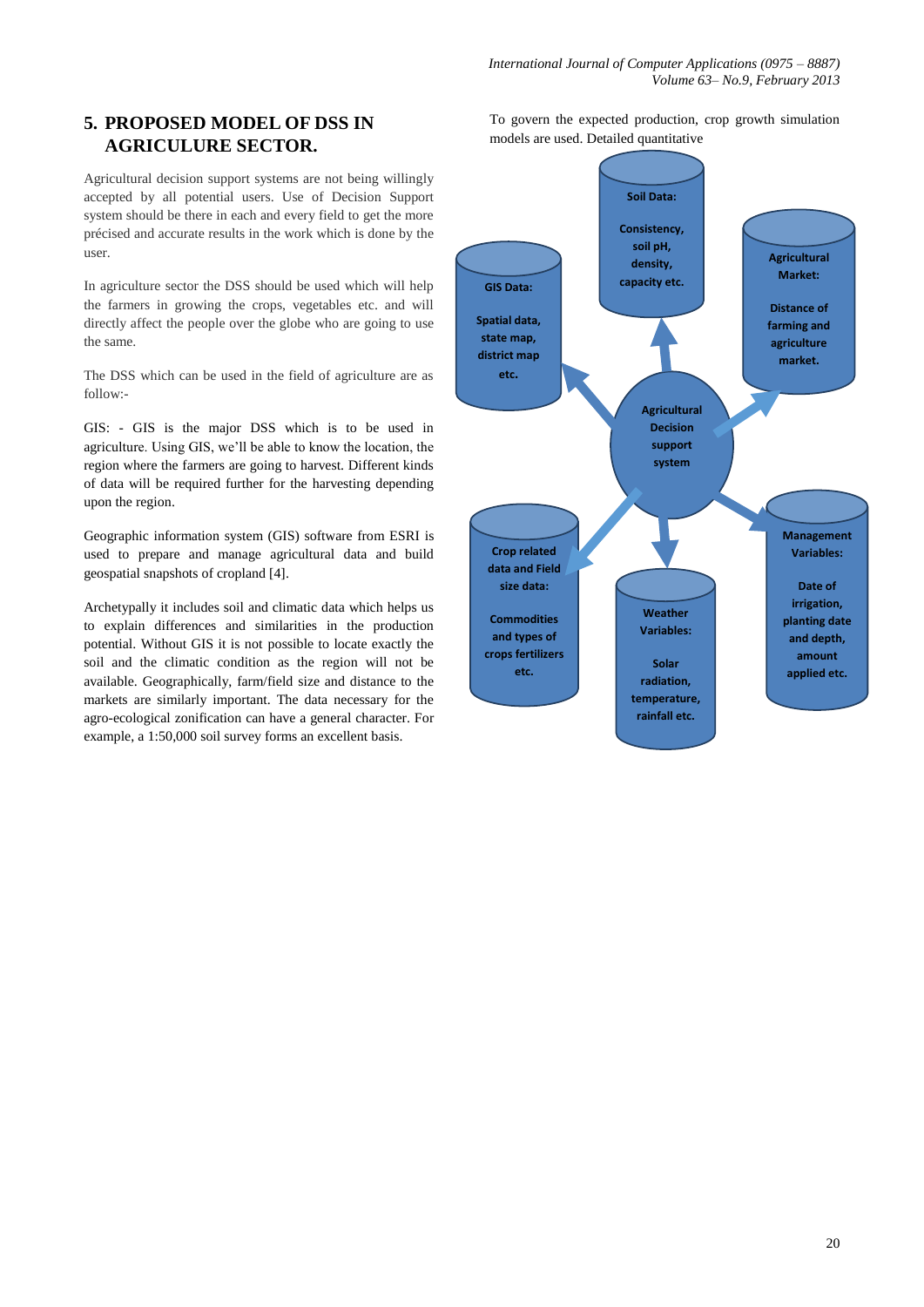## 5. PROPOSED MODEL OF DSS IN AGRICULURE SECTOR.

Agricultural decision support systems are not being willingly accepted by all potential users. Use of Decision Support system should be there in each and every field to get the more précised and accurate results in the work which is done by the user.

In agriculture sector the DSS should be used which will help the farmers in growing the crops, vegetables etc. and will directly affect the people over the globe who are going to use the same.

The DSS which can be used in the field of agriculture are as follow:-

GIS: - GIS is the major DSS which is to be used in agriculture. Using GIS, we'll be able to know the location, the region where the farmers are going to harvest. Different kinds of data will be required further for the harvesting depending upon the region.

Geographic information system (GIS) software from ESRI is used to prepare and manage agricultural data and build geospatial snapshots of cropland [4].

Archetypally it includes soil and climatic data which helps us to explain differences and similarities in the production potential. Without GIS it is not possible to locate exactly the soil and the climatic condition as the region will not be available. Geographically, farm/field size and distance to the markets are similarly important. The data necessary for the agro-ecological zonification can have a general character. For example, a 1:50,000 soil survey forms an excellent basis.

To govern the expected production, crop growth simulation models are used. Detailed quantitative

Agricultural Decision support system

Soil Data: Consistency, soil pH, density, capacity etc.

GIS Data: Spatial data, state map, district map etc.

Agricultural Market: Distance of farming and agriculture market.

Crop related data and Field size data: Commodities and types of crops fertilizers etc.

Weather Variables: Solar radiation, temperature, rainfall etc.

Management Variables: Date of irrigation, planting date and depth, amount applied etc.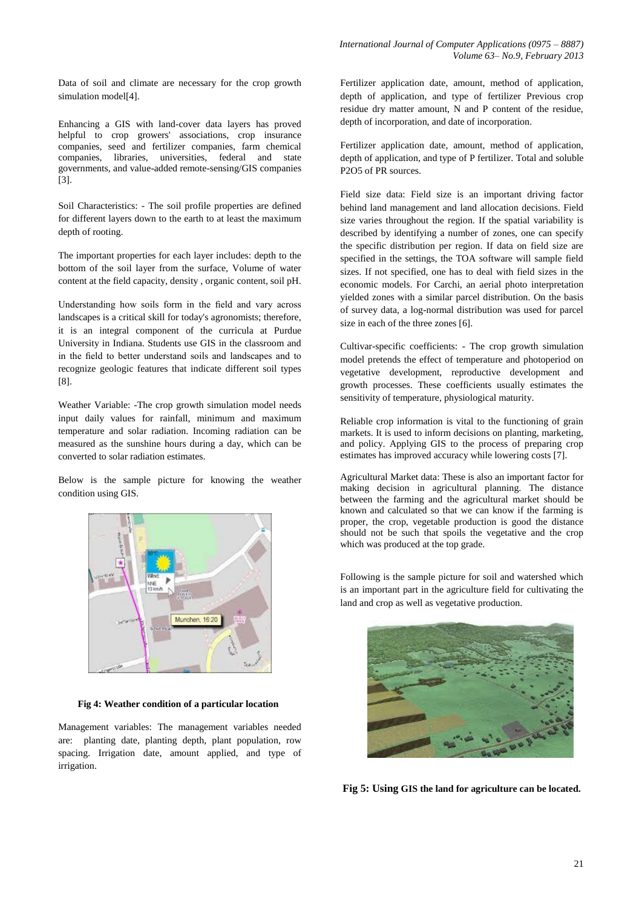Data of soil and climate are necessary for the crop growth simulation model[4].

Enhancing a GIS with land-cover data layers has proved helpful to crop growers' associations, crop insurance companies, seed and fertilizer companies, farm chemical companies, libraries, universities, federal and state governments, and value-added remote-sensing/GIS companies [3].

Soil Characteristics: - The soil profile properties are defined for different layers down to the earth to at least the maximum depth of rooting.

The important properties for each layer includes: depth to the bottom of the soil layer from the surface, Volume of water content at the field capacity, density , organic content, soil pH.

Understanding how soils form in the field and vary across landscapes is a critical skill for today's agronomists; therefore, it is an integral component of the curricula at Purdue University in Indiana. Students use GIS in the classroom and in the field to better understand soils and landscapes and to recognize geologic features that indicate different soil types [8].

Weather Variable: -The crop growth simulation model needs input daily values for rainfall, minimum and maximum temperature and solar radiation. Incoming radiation can be measured as the sunshine hours during a day, which can be converted to solar radiation estimates.

Below is the sample picture for knowing the weather condition using GIS.

**Fig 4: Weather condition of a particular location**

Management variables: The management variables needed are: planting date, planting depth, plant population, row spacing. Irrigation date, amount applied, and type of irrigation.

Fertilizer application date, amount, method of application, depth of application, and type of fertilizer Previous crop residue dry matter amount, N and P content of the residue, depth of incorporation, and date of incorporation.

Fertilizer application date, amount, method of application, depth of application, and type of P fertilizer. Total and soluble P2O5 of PR sources.

Field size data: Field size is an important driving factor behind land management and land allocation decisions. Field size varies throughout the region. If the spatial variability is described by identifying a number of zones, one can specify the specific distribution per region. If data on field size are specified in the settings, the TOA software will sample field sizes. If not specified, one has to deal with field sizes in the economic models. For Carchi, an aerial photo interpretation yielded zones with a similar parcel distribution. On the basis of survey data, a log-normal distribution was used for parcel size in each of the three zones [6].

Cultivar-specific coefficients: - The crop growth simulation model pretends the effect of temperature and photoperiod on vegetative development, reproductive development and growth processes. These coefficients usually estimates the sensitivity of temperature, physiological maturity.

Reliable crop information is vital to the functioning of grain markets. It is used to inform decisions on planting, marketing, and policy. Applying GIS to the process of preparing crop estimates has improved accuracy while lowering costs [7].

Agricultural Market data: These is also an important factor for making decision in agricultural planning. The distance between the farming and the agricultural market should be known and calculated so that we can know if the farming is proper, the crop, vegetable production is good the distance should not be such that spoils the vegetative and the crop which was produced at the top grade.

Following is the sample picture for soil and watershed which is an important part in the agriculture field for cultivating the land and crop as well as vegetative production.

**Fig 5: Using GIS the land for agriculture can be located.**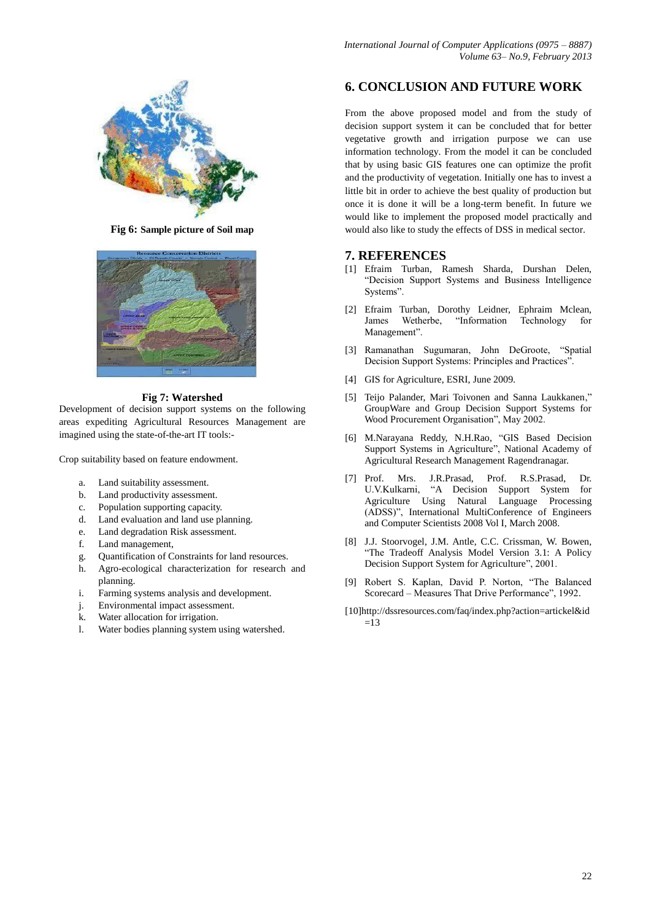Fig 6: **Sample picture of Soil map**

**Fig 7: Watershed**

Development of decision support systems on the following areas expediting Agricultural Resources Management are imagined using the state-of-the-art IT tools:-

Crop suitability based on feature endowment.

a. Land suitability assessment.
b. Land productivity assessment.
c. Population supporting capacity.
d. Land evaluation and land use planning.
e. Land degradation Risk assessment.
f. Land management,
g. Quantification of Constraints for land resources.
h. Agro-ecological characterization for research and planning.
i. Farming systems analysis and development.
j. Environmental impact assessment.
k. Water allocation for irrigation.
l. Water bodies planning system using watershed.

## 6. CONCLUSION AND FUTURE WORK

From the above proposed model and from the study of decision support system it can be concluded that for better vegetative growth and irrigation purpose we can use information technology. From the model it can be concluded that by using basic GIS features one can optimize the profit and the productivity of vegetation. Initially one has to invest a little bit in order to achieve the best quality of production but once it is done it will be a long-term benefit. In future we would like to implement the proposed model practically and would also like to study the effects of DSS in medical sector.

## 7. REFERENCES

[1] Efraim Turban, Ramesh Sharda, Durshan Delen, "Decision Support Systems and Business Intelligence Systems".

[2] Efraim Turban, Dorothy Leidner, Ephraim Mclean, James Wetherbe, "Information Technology for Management".

[3] Ramanathan Sugumaran, John DeGroote, "Spatial Decision Support Systems: Principles and Practices".

[4] GIS for Agriculture, ESRI, June 2009.

[5] Teijo Palander, Mari Toivonen and Sanna Laukkanen," GroupWare and Group Decision Support Systems for Wood Procurement Organisation", May 2002.

[6] M.Narayana Reddy, N.H.Rao, "GIS Based Decision Support Systems in Agriculture", National Academy of Agricultural Research Management Ragendranagar.

[7] Prof. Mrs. J.R.Prasad, Prof. R.S.Prasad, Dr. U.V.Kulkarni, "A Decision Support System for Agriculture Using Natural Language Processing (ADSS)", International MultiConference of Engineers and Computer Scientists 2008 Vol I, March 2008.

[8] J.J. Stoorvogel, J.M. Antle, C.C. Crissman, W. Bowen, "The Tradeoff Analysis Model Version 3.1: A Policy Decision Support System for Agriculture", 2001.

[9] Robert S. Kaplan, David P. Norton, "The Balanced Scorecard – Measures That Drive Performance", 1992.

[10]http://dssresources.com/faq/index.php?action=artickel&id=13